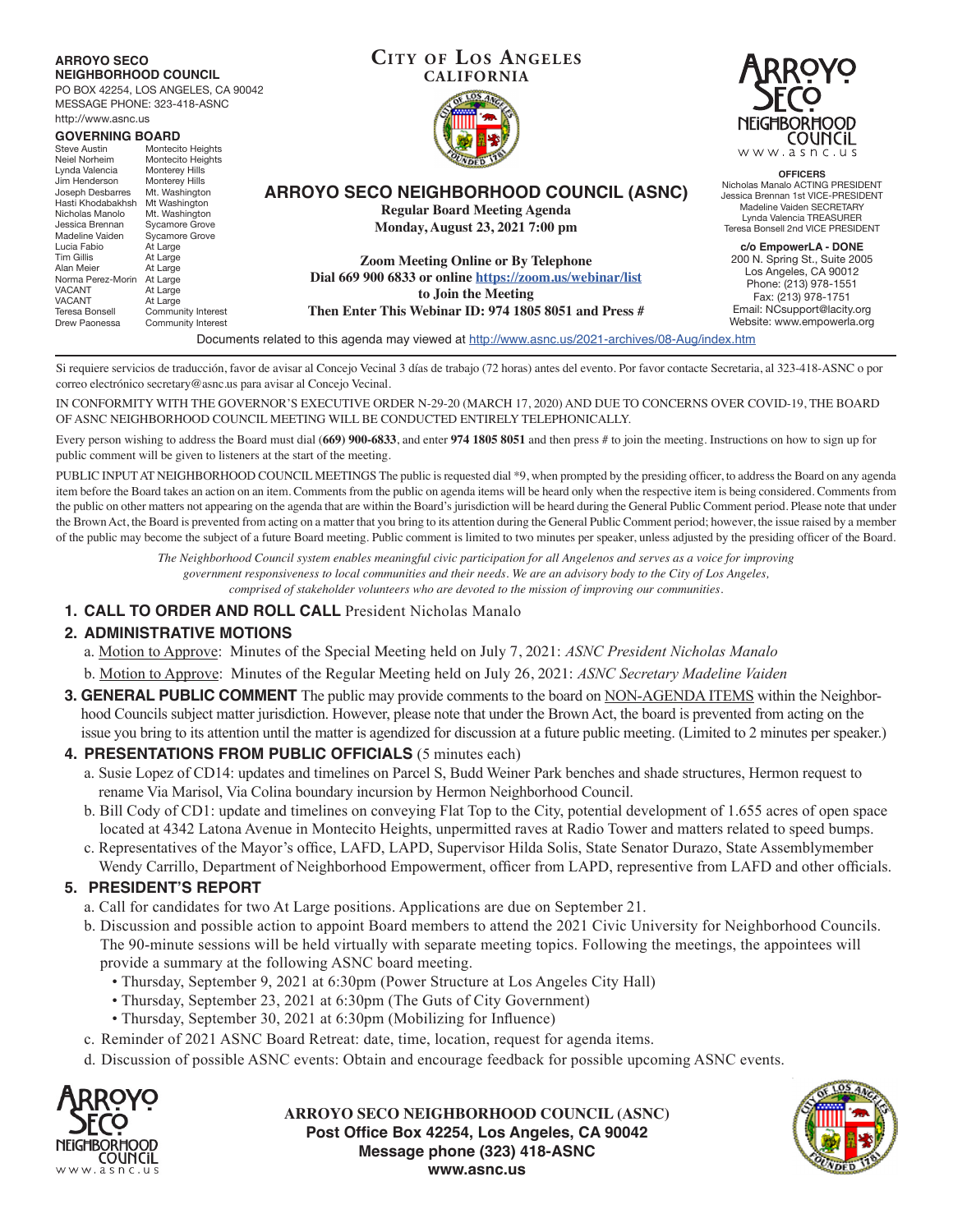**ARROYO SECO NEIGHBORHOOD COUNCIL**
PO BOX 42254, LOS ANGELES, CA 90042
MESSAGE PHONE: 323-418-ASNC
http://www.asnc.us

**GOVERNING BOARD**

| Name | Seat |
|---|---|
| Steve Austin | Montecito Heights |
| Neiel Norheim | Montecito Heights |
| Lynda Valencia | Monterey Hills |
| Jim Henderson | Monterey Hills |
| Joseph Desbarres | Mt. Washington |
| Hasti Khodabakhsh | Mt Washington |
| Nicholas Manolo | Mt. Washington |
| Jessica Brennan | Sycamore Grove |
| Madeline Vaiden | Sycamore Grove |
| Lucia Fabio | At Large |
| Tim Gillis | At Large |
| Alan Meier | At Large |
| Norma Perez-Morin | At Large |
| VACANT | At Large |
| VACANT | At Large |
| Teresa Bonsell | Community Interest |
| Drew Paonessa | Community Interest |

**CITY OF LOS ANGELES**
**CALIFORNIA**

**OFFICERS**
Nicholas Manalo ACTING PRESIDENT
Jessica Brennan 1st VICE-PRESIDENT
Madeline Vaiden SECRETARY
Lynda Valencia TREASURER
Teresa Bonsell 2nd VICE PRESIDENT

**c/o EmpowerLA - DONE**
200 N. Spring St., Suite 2005
Los Angeles, CA 90012
Phone: (213) 978-1551
Fax: (213) 978-1751
Email: NCsupport@lacity.org
Website: www.empowerla.org

# ARROYO SECO NEIGHBORHOOD COUNCIL (ASNC)

**Regular Board Meeting Agenda**
**Monday, August 23, 2021 7:00 pm**

**Zoom Meeting Online or By Telephone**
**Dial 669 900 6833 or online https://zoom.us/webinar/list**
**to Join the Meeting**
**Then Enter This Webinar ID: 974 1805 8051 and Press #**

Documents related to this agenda may viewed at http://www.asnc.us/2021-archives/08-Aug/index.htm

Si requiere servicios de traducción, favor de avisar al Concejo Vecinal 3 días de trabajo (72 horas) antes del evento. Por favor contacte Secretaria, al 323-418-ASNC o por correo electrónico secretary@asnc.us para avisar al Concejo Vecinal.

IN CONFORMITY WITH THE GOVERNOR'S EXECUTIVE ORDER N-29-20 (MARCH 17, 2020) AND DUE TO CONCERNS OVER COVID-19, THE BOARD OF ASNC NEIGHBORHOOD COUNCIL MEETING WILL BE CONDUCTED ENTIRELY TELEPHONICALLY.

Every person wishing to address the Board must dial (**669) 900-6833**, and enter **974 1805 8051** and then press # to join the meeting. Instructions on how to sign up for public comment will be given to listeners at the start of the meeting.

PUBLIC INPUT AT NEIGHBORHOOD COUNCIL MEETINGS The public is requested dial *9, when prompted by the presiding officer, to address the Board on any agenda item before the Board takes an action on an item. Comments from the public on agenda items will be heard only when the respective item is being considered. Comments from the public on other matters not appearing on the agenda that are within the Board's jurisdiction will be heard during the General Public Comment period. Please note that under the Brown Act, the Board is prevented from acting on a matter that you bring to its attention during the General Public Comment period; however, the issue raised by a member of the public may become the subject of a future Board meeting. Public comment is limited to two minutes per speaker, unless adjusted by the presiding officer of the Board.

*The Neighborhood Council system enables meaningful civic participation for all Angelenos and serves as a voice for improving government responsiveness to local communities and their needs. We are an advisory body to the City of Los Angeles, comprised of stakeholder volunteers who are devoted to the mission of improving our communities.*

## 1. CALL TO ORDER AND ROLL CALL
President Nicholas Manalo

## 2. ADMINISTRATIVE MOTIONS

a. Motion to Approve: Minutes of the Special Meeting held on July 7, 2021: *ASNC President Nicholas Manalo*

b. Motion to Approve: Minutes of the Regular Meeting held on July 26, 2021: *ASNC Secretary Madeline Vaiden*

## 3. GENERAL PUBLIC COMMENT
The public may provide comments to the board on NON-AGENDA ITEMS within the Neighborhood Councils subject matter jurisdiction. However, please note that under the Brown Act, the board is prevented from acting on the issue you bring to its attention until the matter is agendized for discussion at a future public meeting. (Limited to 2 minutes per speaker.)

## 4. PRESENTATIONS FROM PUBLIC OFFICIALS (5 minutes each)

a. Susie Lopez of CD14: updates and timelines on Parcel S, Budd Weiner Park benches and shade structures, Hermon request to rename Via Marisol, Via Colina boundary incursion by Hermon Neighborhood Council.

b. Bill Cody of CD1: update and timelines on conveying Flat Top to the City, potential development of 1.655 acres of open space located at 4342 Latona Avenue in Montecito Heights, unpermitted raves at Radio Tower and matters related to speed bumps.

c. Representatives of the Mayor's office, LAFD, LAPD, Supervisor Hilda Solis, State Senator Durazo, State Assemblymember Wendy Carrillo, Department of Neighborhood Empowerment, officer from LAPD, represenative from LAFD and other officials.

## 5. PRESIDENT'S REPORT

a. Call for candidates for two At Large positions. Applications are due on September 21.

b. Discussion and possible action to appoint Board members to attend the 2021 Civic University for Neighborhood Councils. The 90-minute sessions will be held virtually with separate meeting topics. Following the meetings, the appointees will provide a summary at the following ASNC board meeting.
- Thursday, September 9, 2021 at 6:30pm (Power Structure at Los Angeles City Hall)
- Thursday, September 23, 2021 at 6:30pm (The Guts of City Government)
- Thursday, September 30, 2021 at 6:30pm (Mobilizing for Influence)

c. Reminder of 2021 ASNC Board Retreat: date, time, location, request for agenda items.

d. Discussion of possible ASNC events: Obtain and encourage feedback for possible upcoming ASNC events.

**ARROYO SECO NEIGHBORHOOD COUNCIL (ASNC)**
**Post Office Box 42254, Los Angeles, CA 90042**
**Message phone (323) 418-ASNC**
**www.asnc.us**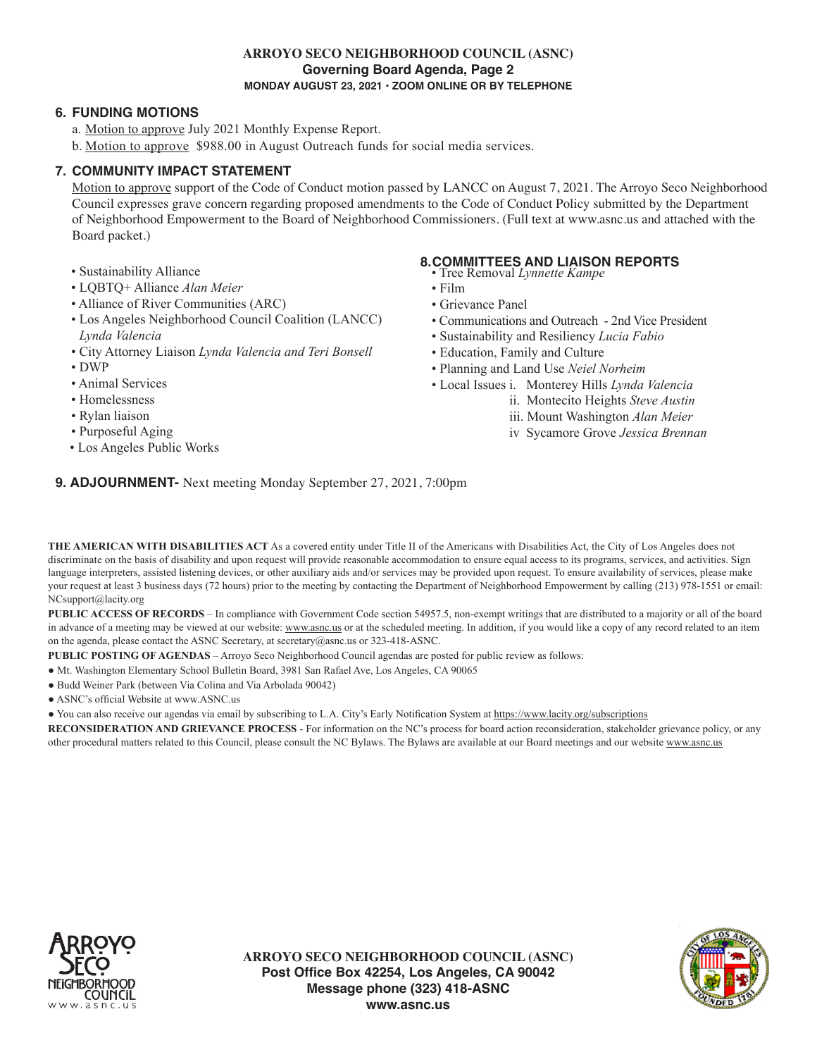## 6. FUNDING MOTIONS

a. Motion to approve July 2021 Monthly Expense Report.

b. Motion to approve $988.00 in August Outreach funds for social media services.

## 7. COMMUNITY IMPACT STATEMENT

Motion to approve support of the Code of Conduct motion passed by LANCC on August 7, 2021. The Arroyo Seco Neighborhood Council expresses grave concern regarding proposed amendments to the Code of Conduct Policy submitted by the Department of Neighborhood Empowerment to the Board of Neighborhood Commissioners. (Full text at www.asnc.us and attached with the Board packet.)

## 8. COMMITTEES AND LIAISON REPORTS

- Sustainability Alliance
- LQBTQ+ Alliance *Alan Meier*
- Alliance of River Communities (ARC)
- Los Angeles Neighborhood Council Coalition (LANCC) *Lynda Valencia*
- City Attorney Liaison *Lynda Valencia and Teri Bonsell*
- DWP
- Animal Services
- Homelessness
- Rylan liaison
- Purposeful Aging
- Los Angeles Public Works
- Tree Removal *Lynnette Kampe*
- Film
- Grievance Panel
- Communications and Outreach - 2nd Vice President
- Sustainability and Resiliency *Lucia Fabio*
- Education, Family and Culture
- Planning and Land Use *Neiel Norheim*
- Local Issues
  - i. Monterey Hills *Lynda Valencia*
  - ii. Montecito Heights *Steve Austin*
  - iii. Mount Washington *Alan Meier*
  - iv Sycamore Grove *Jessica Brennan*

## 9. ADJOURNMENT- Next meeting Monday September 27, 2021, 7:00pm

**THE AMERICAN WITH DISABILITIES ACT** As a covered entity under Title II of the Americans with Disabilities Act, the City of Los Angeles does not discriminate on the basis of disability and upon request will provide reasonable accommodation to ensure equal access to its programs, services, and activities. Sign language interpreters, assisted listening devices, or other auxiliary aids and/or services may be provided upon request. To ensure availability of services, please make your request at least 3 business days (72 hours) prior to the meeting by contacting the Department of Neighborhood Empowerment by calling (213) 978-1551 or email: NCsupport@lacity.org

**PUBLIC ACCESS OF RECORDS** – In compliance with Government Code section 54957.5, non-exempt writings that are distributed to a majority or all of the board in advance of a meeting may be viewed at our website: www.asnc.us or at the scheduled meeting. In addition, if you would like a copy of any record related to an item on the agenda, please contact the ASNC Secretary, at secretary@asnc.us or 323-418-ASNC.

**PUBLIC POSTING OF AGENDAS** – Arroyo Seco Neighborhood Council agendas are posted for public review as follows:

- Mt. Washington Elementary School Bulletin Board, 3981 San Rafael Ave, Los Angeles, CA 90065
- Budd Weiner Park (between Via Colina and Via Arbolada 90042)
- ASNC's official Website at www.ASNC.us
- You can also receive our agendas via email by subscribing to L.A. City's Early Notification System at https://www.lacity.org/subscriptions

**RECONSIDERATION AND GRIEVANCE PROCESS** - For information on the NC's process for board action reconsideration, stakeholder grievance policy, or any other procedural matters related to this Council, please consult the NC Bylaws. The Bylaws are available at our Board meetings and our website www.asnc.us

**ARROYO SECO NEIGHBORHOOD COUNCIL (ASNC)**
**Post Office Box 42254, Los Angeles, CA 90042**
**Message phone (323) 418-ASNC**
**www.asnc.us**